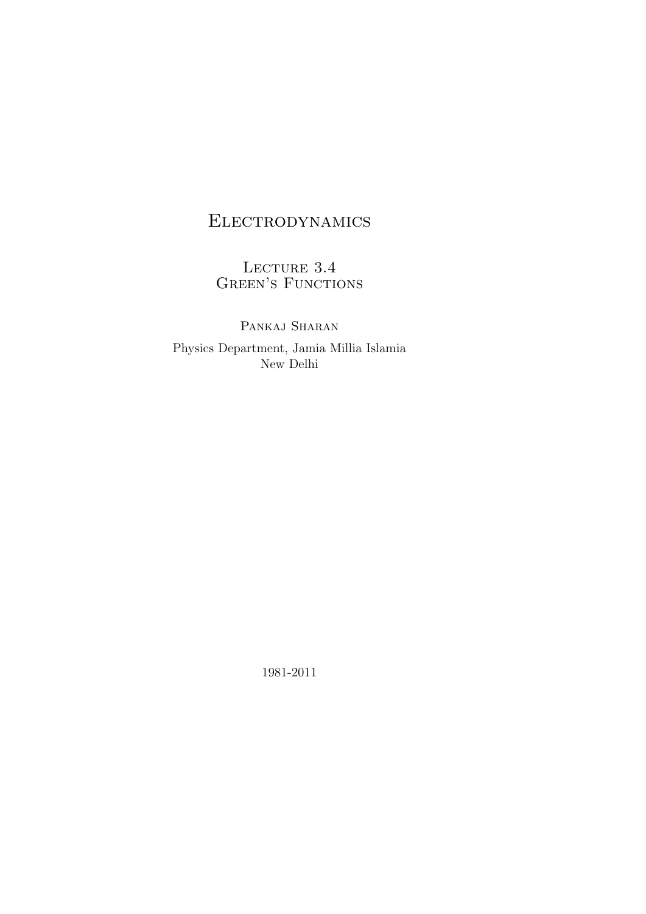# Electrodynamics

## Lecture 3.4
## Green's Functions

Pankaj Sharan

Physics Department, Jamia Millia Islamia
New Delhi

1981-2011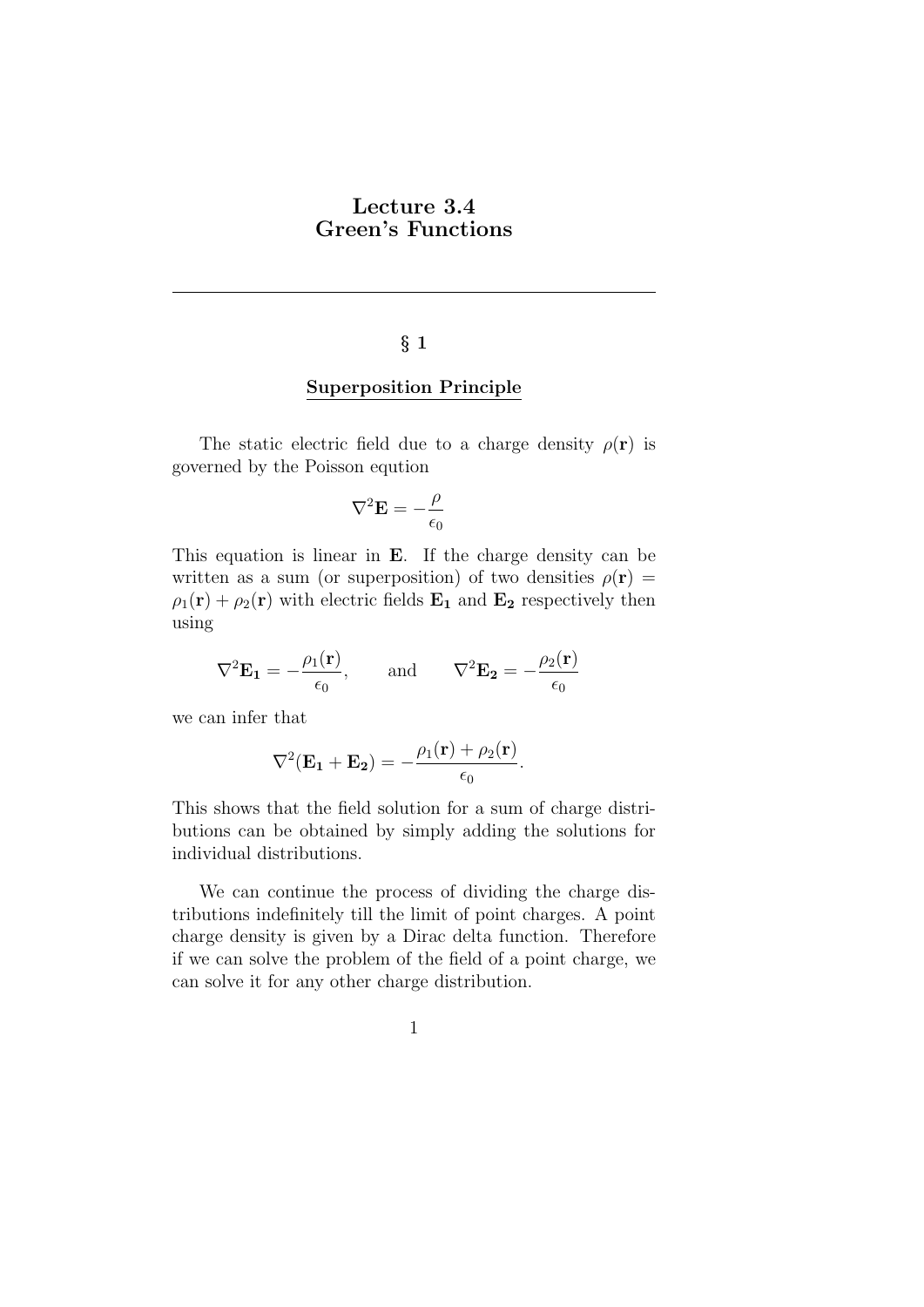# Lecture 3.4
# Green's Functions

---

## § 1

### Superposition Principle

The static electric field due to a charge density $\rho(\mathbf{r})$ is governed by the Poisson eqution

$$\nabla^2 \mathbf{E} = -\frac{\rho}{\epsilon_0}$$

This equation is linear in $\mathbf{E}$. If the charge density can be written as a sum (or superposition) of two densities $\rho(\mathbf{r}) = \rho_1(\mathbf{r}) + \rho_2(\mathbf{r})$ with electric fields $\mathbf{E_1}$ and $\mathbf{E_2}$ respectively then using

$$\nabla^2 \mathbf{E_1} = -\frac{\rho_1(\mathbf{r})}{\epsilon_0}, \qquad \text{and} \qquad \nabla^2 \mathbf{E_2} = -\frac{\rho_2(\mathbf{r})}{\epsilon_0}$$

we can infer that

$$\nabla^2 (\mathbf{E_1} + \mathbf{E_2}) = -\frac{\rho_1(\mathbf{r}) + \rho_2(\mathbf{r})}{\epsilon_0}.$$

This shows that the field solution for a sum of charge distributions can be obtained by simply adding the solutions for individual distributions.

We can continue the process of dividing the charge distributions indefinitely till the limit of point charges. A point charge density is given by a Dirac delta function. Therefore if we can solve the problem of the field of a point charge, we can solve it for any other charge distribution.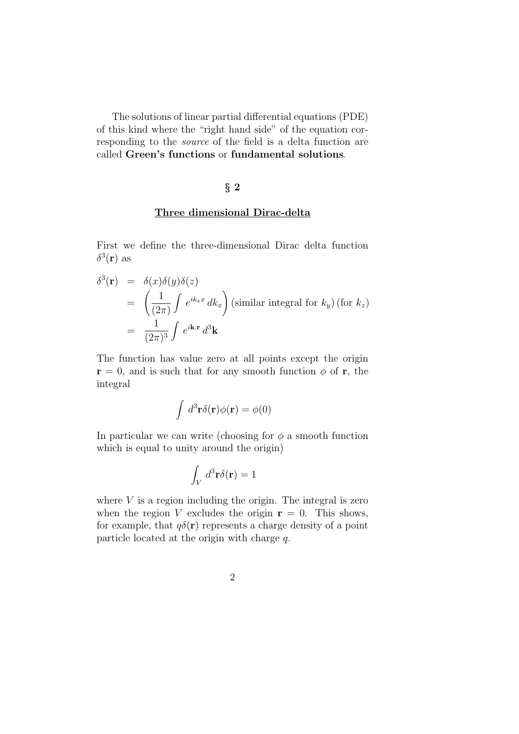The solutions of linear partial differential equations (PDE) of this kind where the "right hand side" of the equation corresponding to the *source* of the field is a delta function are called **Green's functions** or **fundamental solutions**.

## § 2

### Three dimensional Dirac-delta

First we define the three-dimensional Dirac delta function $\delta^3(\mathbf{r})$ as

$$
\begin{aligned}
\delta^3(\mathbf{r}) &= \delta(x)\delta(y)\delta(z) \\
&= \left(\frac{1}{(2\pi)}\int e^{ik_x x}\,dk_x\right)(\text{similar integral for } k_y)\,(\text{for } k_z) \\
&= \frac{1}{(2\pi)^3}\int e^{i\mathbf{k}.\mathbf{r}}\,d^3\mathbf{k}
\end{aligned}
$$

The function has value zero at all points except the origin $\mathbf{r} = 0$, and is such that for any smooth function $\phi$ of $\mathbf{r}$, the integral

$$
\int d^3\mathbf{r}\delta(\mathbf{r})\phi(\mathbf{r}) = \phi(0)
$$

In particular we can write (choosing for $\phi$ a smooth function which is equal to unity around the origin)

$$
\int_V d^3\mathbf{r}\delta(\mathbf{r}) = 1
$$

where $V$ is a region including the origin. The integral is zero when the region $V$ excludes the origin $\mathbf{r} = 0$. This shows, for example, that $q\delta(\mathbf{r})$ represents a charge density of a point particle located at the origin with charge $q$.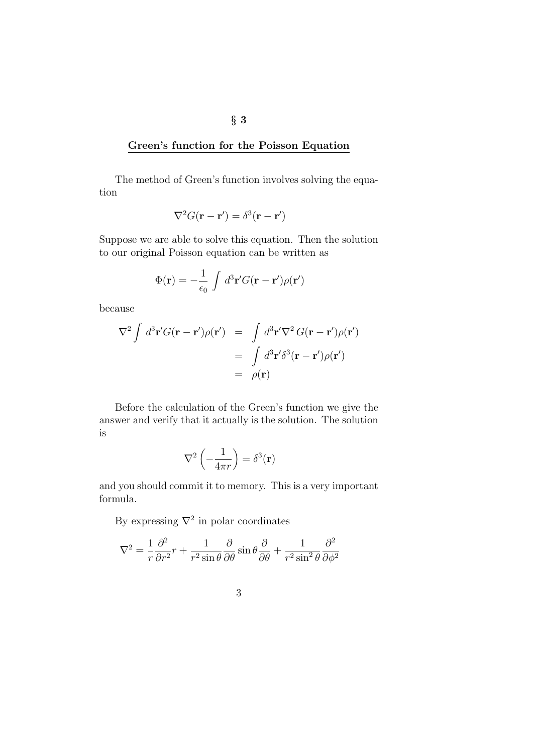## § 3

### Green's function for the Poisson Equation

The method of Green's function involves solving the equation

$$\nabla^2 G(\mathbf{r} - \mathbf{r}') = \delta^3(\mathbf{r} - \mathbf{r}')$$

Suppose we are able to solve this equation. Then the solution to our original Poisson equation can be written as

$$\Phi(\mathbf{r}) = -\frac{1}{\epsilon_0} \int d^3\mathbf{r}' G(\mathbf{r} - \mathbf{r}')\rho(\mathbf{r}')$$

because

$$\begin{aligned}
\nabla^2 \int d^3\mathbf{r}' G(\mathbf{r} - \mathbf{r}')\rho(\mathbf{r}') &= \int d^3\mathbf{r}' \nabla^2 G(\mathbf{r} - \mathbf{r}')\rho(\mathbf{r}') \\
&= \int d^3\mathbf{r}' \delta^3(\mathbf{r} - \mathbf{r}')\rho(\mathbf{r}') \\
&= \rho(\mathbf{r})
\end{aligned}$$

Before the calculation of the Green's function we give the answer and verify that it actually is the solution. The solution is

$$\nabla^2 \left( -\frac{1}{4\pi r} \right) = \delta^3(\mathbf{r})$$

and you should commit it to memory. This is a very important formula.

By expressing $\nabla^2$ in polar coordinates

$$\nabla^2 = \frac{1}{r}\frac{\partial^2}{\partial r^2} r + \frac{1}{r^2 \sin\theta}\frac{\partial}{\partial \theta}\sin\theta\frac{\partial}{\partial \theta} + \frac{1}{r^2 \sin^2\theta}\frac{\partial^2}{\partial \phi^2}$$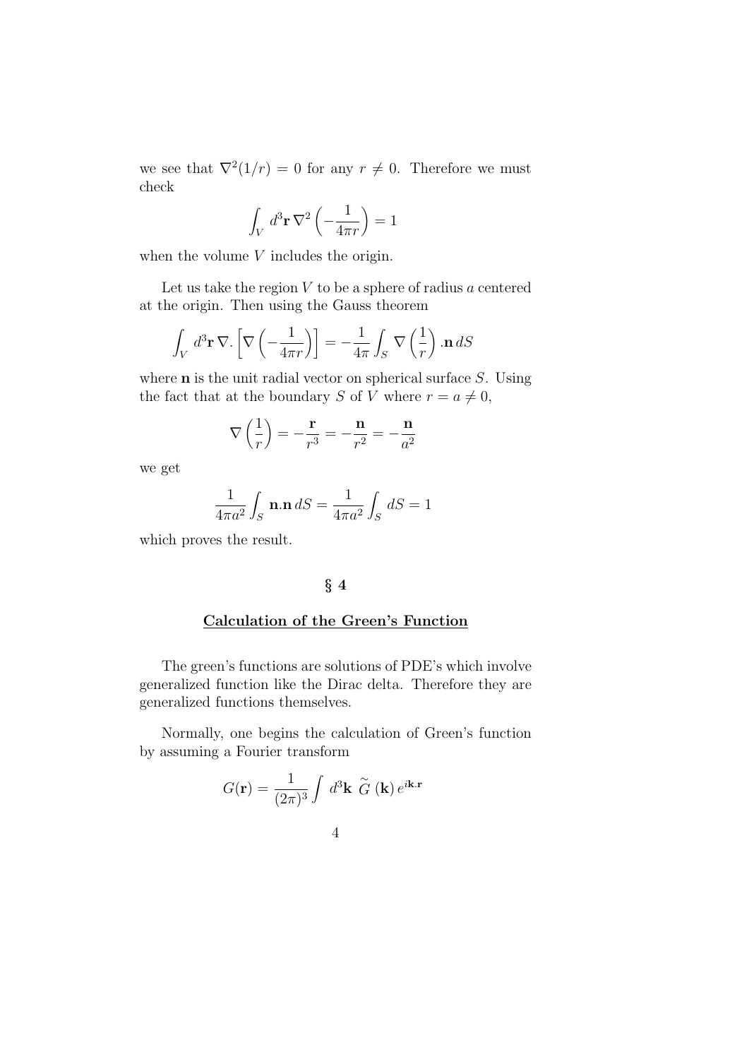we see that $\nabla^2(1/r) = 0$ for any $r \neq 0$. Therefore we must check

$$\int_V d^3\mathbf{r}\,\nabla^2\left(-\frac{1}{4\pi r}\right) = 1$$

when the volume $V$ includes the origin.

Let us take the region $V$ to be a sphere of radius $a$ centered at the origin. Then using the Gauss theorem

$$\int_V d^3\mathbf{r}\,\nabla.\left[\nabla\left(-\frac{1}{4\pi r}\right)\right] = -\frac{1}{4\pi}\int_S \nabla\left(\frac{1}{r}\right).\mathbf{n}\,dS$$

where $\mathbf{n}$ is the unit radial vector on spherical surface $S$. Using the fact that at the boundary $S$ of $V$ where $r = a \neq 0$,

$$\nabla\left(\frac{1}{r}\right) = -\frac{\mathbf{r}}{r^3} = -\frac{\mathbf{n}}{r^2} = -\frac{\mathbf{n}}{a^2}$$

we get

$$\frac{1}{4\pi a^2}\int_S \mathbf{n}.\mathbf{n}\,dS = \frac{1}{4\pi a^2}\int_S dS = 1$$

which proves the result.

## § 4

### Calculation of the Green's Function

The green's functions are solutions of PDE's which involve generalized function like the Dirac delta. Therefore they are generalized functions themselves.

Normally, one begins the calculation of Green's function by assuming a Fourier transform

$$G(\mathbf{r}) = \frac{1}{(2\pi)^3}\int d^3\mathbf{k}\ \tilde{G}\,(\mathbf{k})\,e^{i\mathbf{k}.\mathbf{r}}$$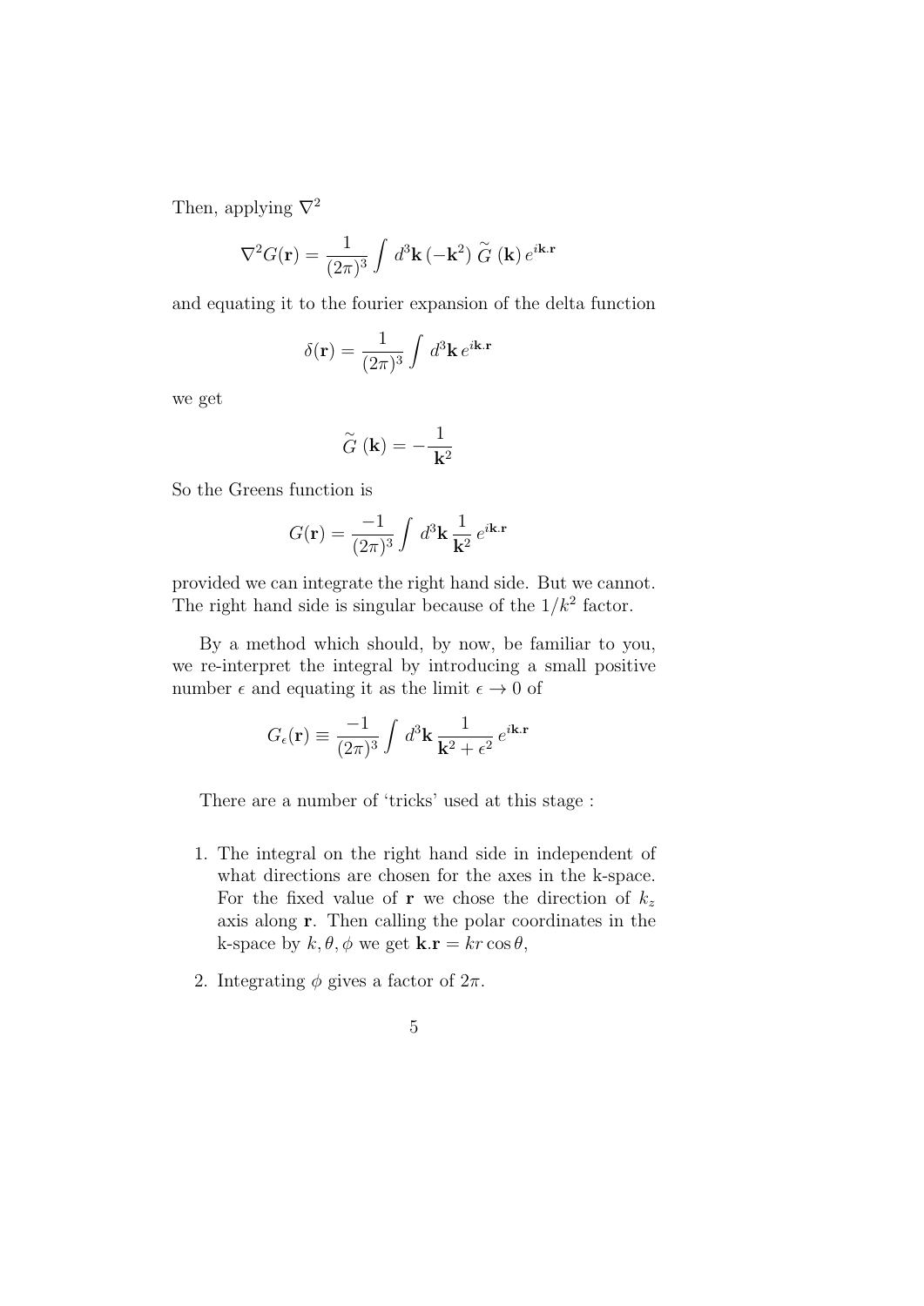Then, applying $\nabla^2$

$$\nabla^2 G(\mathbf{r}) = \frac{1}{(2\pi)^3} \int d^3\mathbf{k}\, (-\mathbf{k}^2)\, \widetilde{G}\,(\mathbf{k})\, e^{i\mathbf{k}.\mathbf{r}}$$

and equating it to the fourier expansion of the delta function

$$\delta(\mathbf{r}) = \frac{1}{(2\pi)^3} \int d^3\mathbf{k}\, e^{i\mathbf{k}.\mathbf{r}}$$

we get

$$\widetilde{G}\,(\mathbf{k}) = -\frac{1}{\mathbf{k}^2}$$

So the Greens function is

$$G(\mathbf{r}) = \frac{-1}{(2\pi)^3} \int d^3\mathbf{k}\, \frac{1}{\mathbf{k}^2}\, e^{i\mathbf{k}.\mathbf{r}}$$

provided we can integrate the right hand side. But we cannot. The right hand side is singular because of the $1/k^2$ factor.

By a method which should, by now, be familiar to you, we re-interpret the integral by introducing a small positive number $\epsilon$ and equating it as the limit $\epsilon \to 0$ of

$$G_\epsilon(\mathbf{r}) \equiv \frac{-1}{(2\pi)^3} \int d^3\mathbf{k}\, \frac{1}{\mathbf{k}^2 + \epsilon^2}\, e^{i\mathbf{k}.\mathbf{r}}$$

There are a number of 'tricks' used at this stage :

1. The integral on the right hand side in independent of what directions are chosen for the axes in the k-space. For the fixed value of $\mathbf{r}$ we chose the direction of $k_z$ axis along $\mathbf{r}$. Then calling the polar coordinates in the k-space by $k, \theta, \phi$ we get $\mathbf{k}.\mathbf{r} = kr\cos\theta$,

2. Integrating $\phi$ gives a factor of $2\pi$.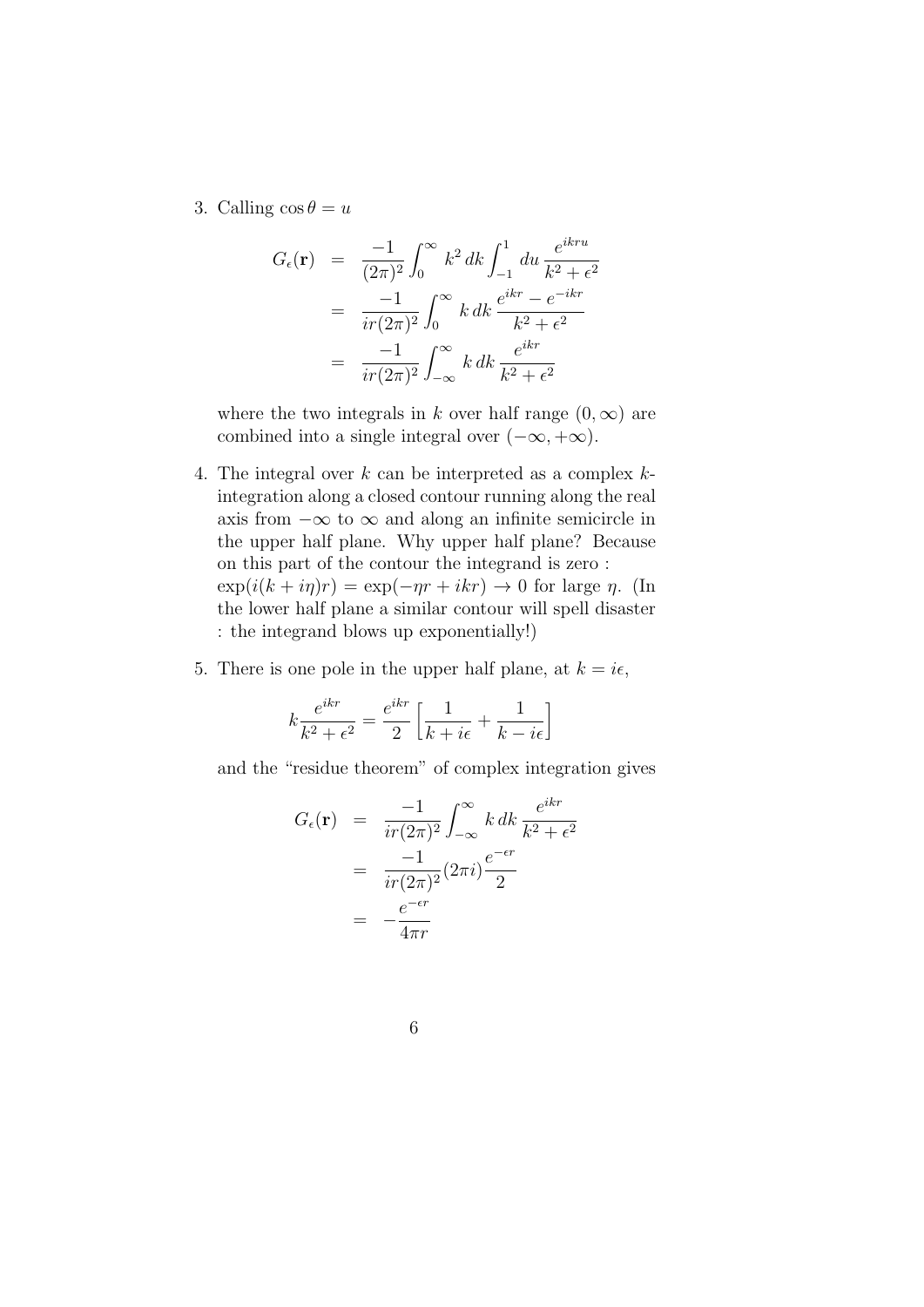3. Calling $\cos\theta = u$

$$
\begin{aligned}
G_\epsilon(\mathbf{r}) &= \frac{-1}{(2\pi)^2}\int_0^\infty k^2\,dk \int_{-1}^{1} du\, \frac{e^{ikru}}{k^2+\epsilon^2} \\
&= \frac{-1}{ir(2\pi)^2}\int_0^\infty k\,dk\, \frac{e^{ikr}-e^{-ikr}}{k^2+\epsilon^2} \\
&= \frac{-1}{ir(2\pi)^2}\int_{-\infty}^\infty k\,dk\, \frac{e^{ikr}}{k^2+\epsilon^2}
\end{aligned}
$$

   where the two integrals in $k$ over half range $(0,\infty)$ are combined into a single integral over $(-\infty,+\infty)$.

4. The integral over $k$ can be interpreted as a complex $k$-integration along a closed contour running along the real axis from $-\infty$ to $\infty$ and along an infinite semicircle in the upper half plane. Why upper half plane? Because on this part of the contour the integrand is zero : $\exp(i(k+i\eta)r) = \exp(-\eta r + ikr) \to 0$ for large $\eta$. (In the lower half plane a similar contour will spell disaster : the integrand blows up exponentially!)

5. There is one pole in the upper half plane, at $k = i\epsilon$,

$$
k\frac{e^{ikr}}{k^2+\epsilon^2} = \frac{e^{ikr}}{2}\left[\frac{1}{k+i\epsilon} + \frac{1}{k-i\epsilon}\right]
$$

   and the "residue theorem" of complex integration gives

$$
\begin{aligned}
G_\epsilon(\mathbf{r}) &= \frac{-1}{ir(2\pi)^2}\int_{-\infty}^\infty k\,dk\, \frac{e^{ikr}}{k^2+\epsilon^2} \\
&= \frac{-1}{ir(2\pi)^2}(2\pi i)\frac{e^{-\epsilon r}}{2} \\
&= -\frac{e^{-\epsilon r}}{4\pi r}
\end{aligned}
$$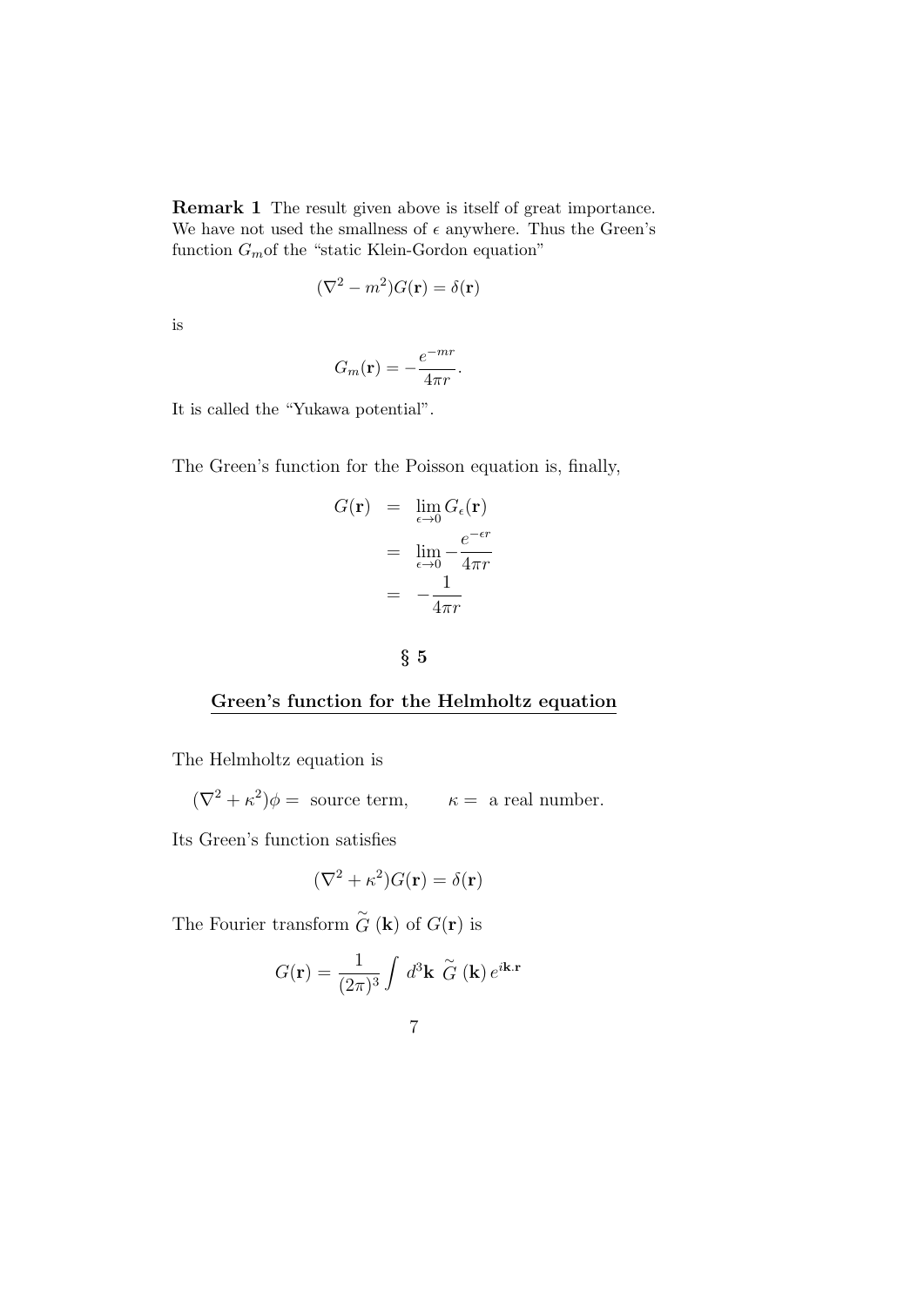**Remark 1** The result given above is itself of great importance. We have not used the smallness of $\epsilon$ anywhere. Thus the Green's function $G_m$of the "static Klein-Gordon equation"

$$(\nabla^2 - m^2)G(\mathbf{r}) = \delta(\mathbf{r})$$

is

$$G_m(\mathbf{r}) = -\frac{e^{-mr}}{4\pi r}.$$

It is called the "Yukawa potential".

The Green's function for the Poisson equation is, finally,

$$\begin{aligned} G(\mathbf{r}) &= \lim_{\epsilon \to 0} G_\epsilon(\mathbf{r}) \\ &= \lim_{\epsilon \to 0} -\frac{e^{-\epsilon r}}{4\pi r} \\ &= -\frac{1}{4\pi r} \end{aligned}$$

## § 5

## Green's function for the Helmholtz equation

The Helmholtz equation is

$$(\nabla^2 + \kappa^2)\phi = \text{ source term}, \qquad \kappa = \text{ a real number.}$$

Its Green's function satisfies

$$(\nabla^2 + \kappa^2)G(\mathbf{r}) = \delta(\mathbf{r})$$

The Fourier transform $\widetilde{G}(\mathbf{k})$ of $G(\mathbf{r})$ is

$$G(\mathbf{r}) = \frac{1}{(2\pi)^3} \int d^3\mathbf{k} \; \widetilde{G}(\mathbf{k}) \, e^{i\mathbf{k}.\mathbf{r}}$$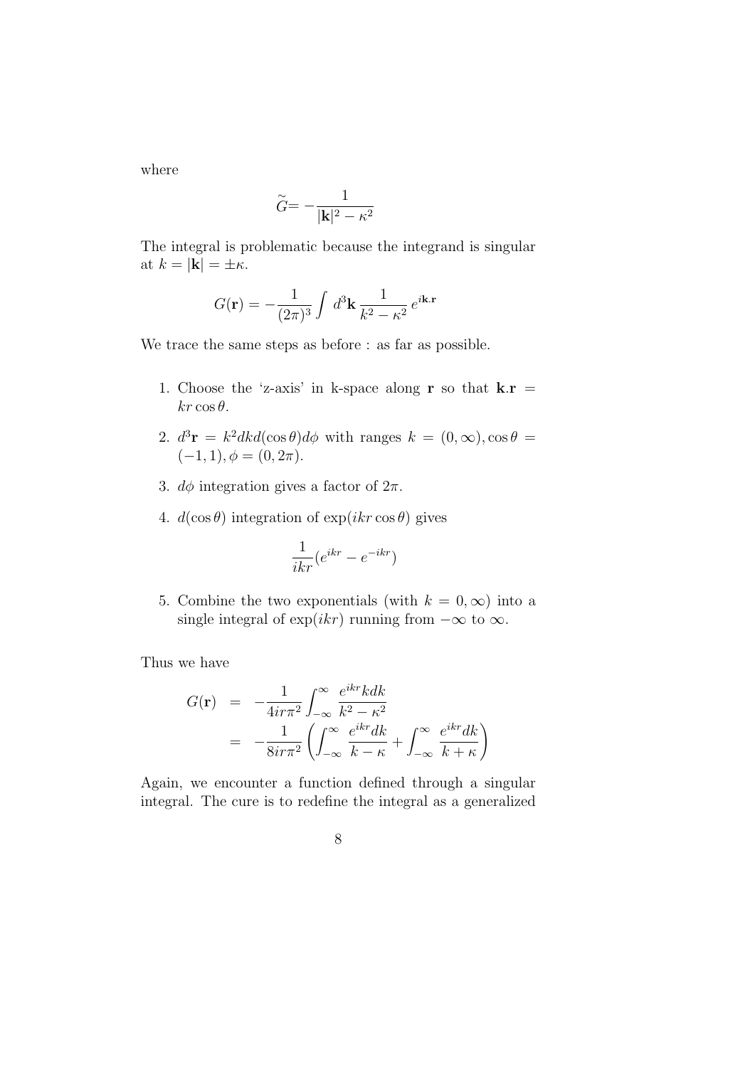where

$$\tilde{G} = -\frac{1}{|\mathbf{k}|^2 - \kappa^2}$$

The integral is problematic because the integrand is singular at $k = |\mathbf{k}| = \pm\kappa$.

$$G(\mathbf{r}) = -\frac{1}{(2\pi)^3} \int d^3\mathbf{k} \, \frac{1}{k^2 - \kappa^2} \, e^{i\mathbf{k}.\mathbf{r}}$$

We trace the same steps as before : as far as possible.

1. Choose the 'z-axis' in k-space along $\mathbf{r}$ so that $\mathbf{k}.\mathbf{r} = kr\cos\theta$.
2. $d^3\mathbf{r} = k^2 dk d(\cos\theta) d\phi$ with ranges $k = (0, \infty), \cos\theta = (-1, 1), \phi = (0, 2\pi)$.
3. $d\phi$ integration gives a factor of $2\pi$.
4. $d(\cos\theta)$ integration of $\exp(ikr\cos\theta)$ gives

$$\frac{1}{ikr}(e^{ikr} - e^{-ikr})$$

5. Combine the two exponentials (with $k = 0, \infty$) into a single integral of $\exp(ikr)$ running from $-\infty$ to $\infty$.

Thus we have

$$\begin{aligned}
G(\mathbf{r}) &= -\frac{1}{4ir\pi^2} \int_{-\infty}^{\infty} \frac{e^{ikr} k dk}{k^2 - \kappa^2} \\
&= -\frac{1}{8ir\pi^2} \left( \int_{-\infty}^{\infty} \frac{e^{ikr} dk}{k - \kappa} + \int_{-\infty}^{\infty} \frac{e^{ikr} dk}{k + \kappa} \right)
\end{aligned}$$

Again, we encounter a function defined through a singular integral. The cure is to redefine the integral as a generalized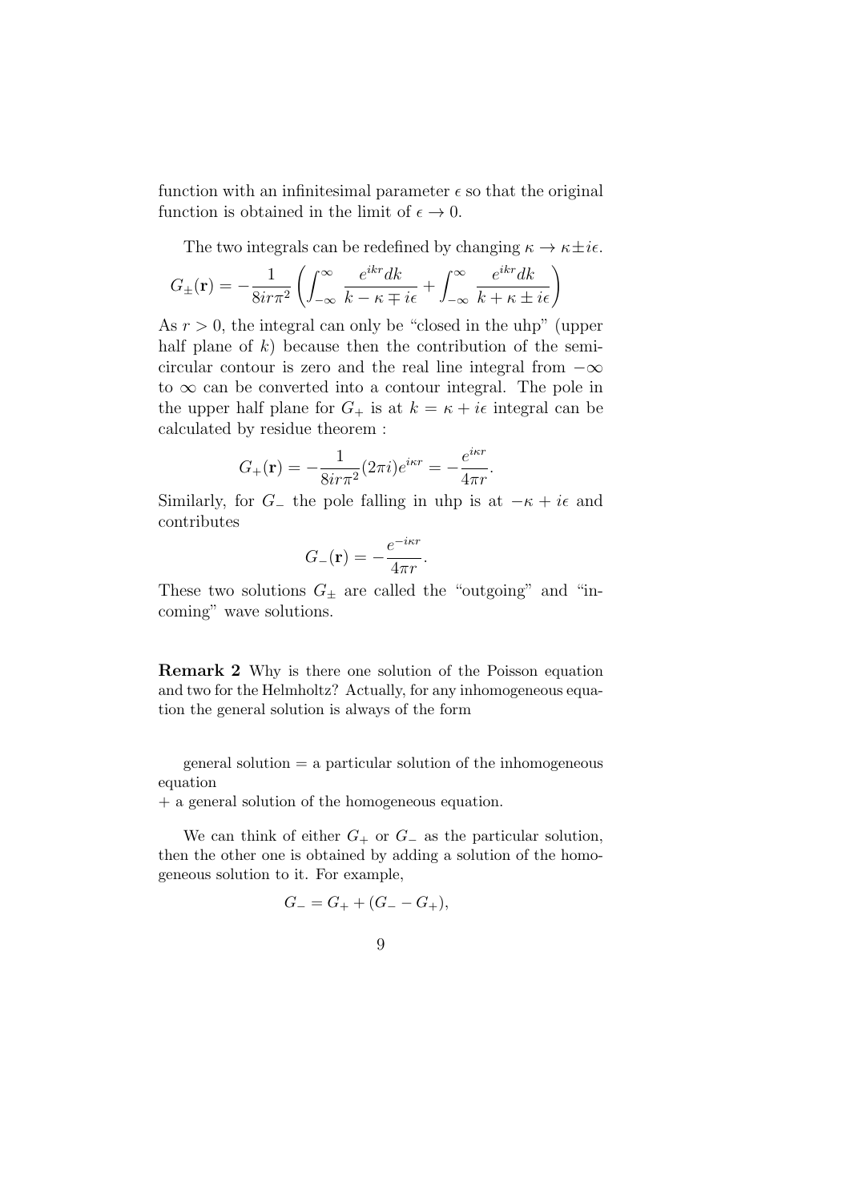function with an infinitesimal parameter $\epsilon$ so that the original function is obtained in the limit of $\epsilon \to 0$.

The two integrals can be redefined by changing $\kappa \to \kappa \pm i\epsilon$.

$$G_{\pm}(\mathbf{r}) = -\frac{1}{8ir\pi^2}\left(\int_{-\infty}^{\infty} \frac{e^{ikr}dk}{k - \kappa \mp i\epsilon} + \int_{-\infty}^{\infty} \frac{e^{ikr}dk}{k + \kappa \pm i\epsilon}\right)$$

As $r > 0$, the integral can only be "closed in the uhp" (upper half plane of $k$) because then the contribution of the semi-circular contour is zero and the real line integral from $-\infty$ to $\infty$ can be converted into a contour integral. The pole in the upper half plane for $G_+$ is at $k = \kappa + i\epsilon$ integral can be calculated by residue theorem :

$$G_+(\mathbf{r}) = -\frac{1}{8ir\pi^2}(2\pi i)e^{i\kappa r} = -\frac{e^{i\kappa r}}{4\pi r}.$$

Similarly, for $G_-$ the pole falling in uhp is at $-\kappa + i\epsilon$ and contributes

$$G_-(\mathbf{r}) = -\frac{e^{-i\kappa r}}{4\pi r}.$$

These two solutions $G_{\pm}$ are called the "outgoing" and "incoming" wave solutions.

**Remark 2** Why is there one solution of the Poisson equation and two for the Helmholtz? Actually, for any inhomogeneous equation the general solution is always of the form

general solution = a particular solution of the inhomogeneous equation
+ a general solution of the homogeneous equation.

We can think of either $G_+$ or $G_-$ as the particular solution, then the other one is obtained by adding a solution of the homogeneous solution to it. For example,

$$G_- = G_+ + (G_- - G_+),$$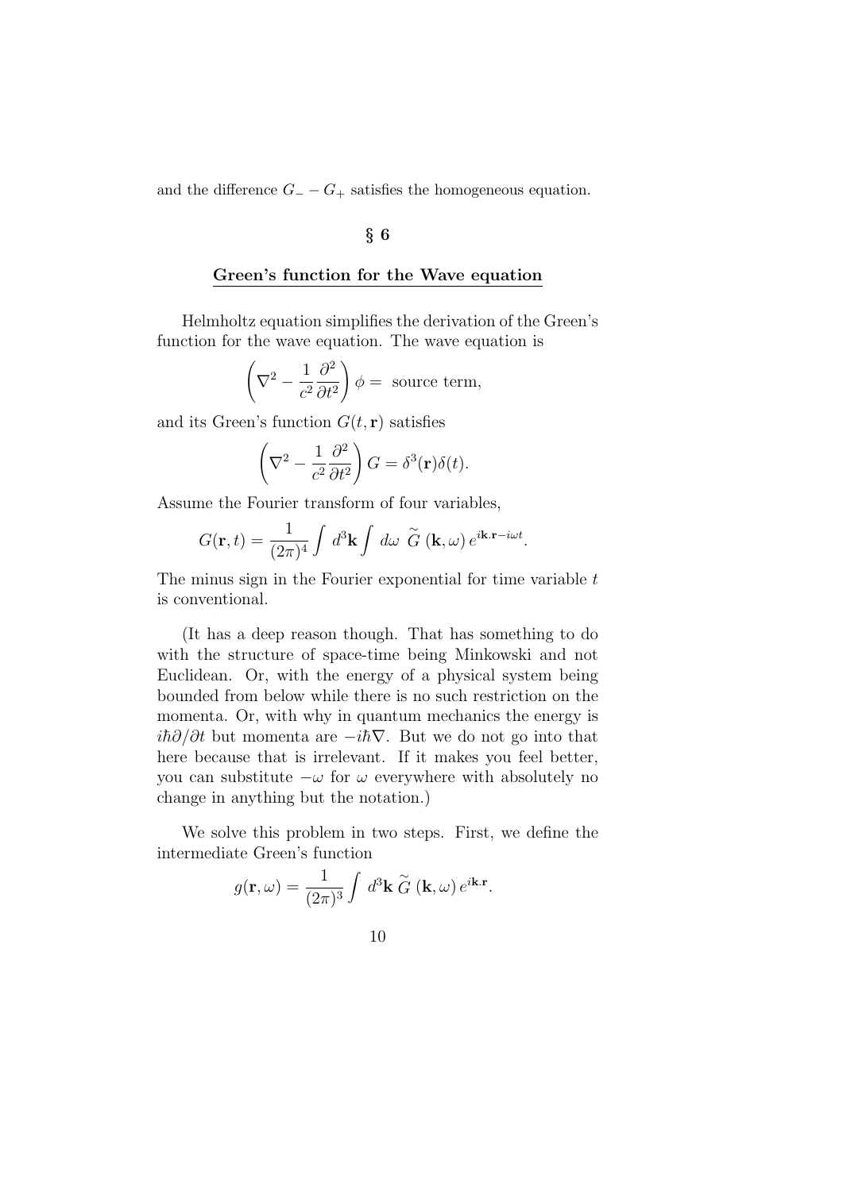and the difference $G_- - G_+$ satisfies the homogeneous equation.

## § 6

## Green's function for the Wave equation

Helmholtz equation simplifies the derivation of the Green's function for the wave equation. The wave equation is

$$\left(\nabla^2 - \frac{1}{c^2}\frac{\partial^2}{\partial t^2}\right)\phi = \text{ source term},$$

and its Green's function $G(t, \mathbf{r})$ satisfies

$$\left(\nabla^2 - \frac{1}{c^2}\frac{\partial^2}{\partial t^2}\right)G = \delta^3(\mathbf{r})\delta(t).$$

Assume the Fourier transform of four variables,

$$G(\mathbf{r}, t) = \frac{1}{(2\pi)^4}\int d^3\mathbf{k}\int d\omega\ \widetilde{G}\,(\mathbf{k}, \omega)\, e^{i\mathbf{k}.\mathbf{r} - i\omega t}.$$

The minus sign in the Fourier exponential for time variable $t$ is conventional.

(It has a deep reason though. That has something to do with the structure of space-time being Minkowski and not Euclidean. Or, with the energy of a physical system being bounded from below while there is no such restriction on the momenta. Or, with why in quantum mechanics the energy is $i\hbar\partial/\partial t$ but momenta are $-i\hbar\nabla$. But we do not go into that here because that is irrelevant. If it makes you feel better, you can substitute $-\omega$ for $\omega$ everywhere with absolutely no change in anything but the notation.)

We solve this problem in two steps. First, we define the intermediate Green's function

$$g(\mathbf{r}, \omega) = \frac{1}{(2\pi)^3}\int d^3\mathbf{k}\ \widetilde{G}\,(\mathbf{k}, \omega)\, e^{i\mathbf{k}.\mathbf{r}}.$$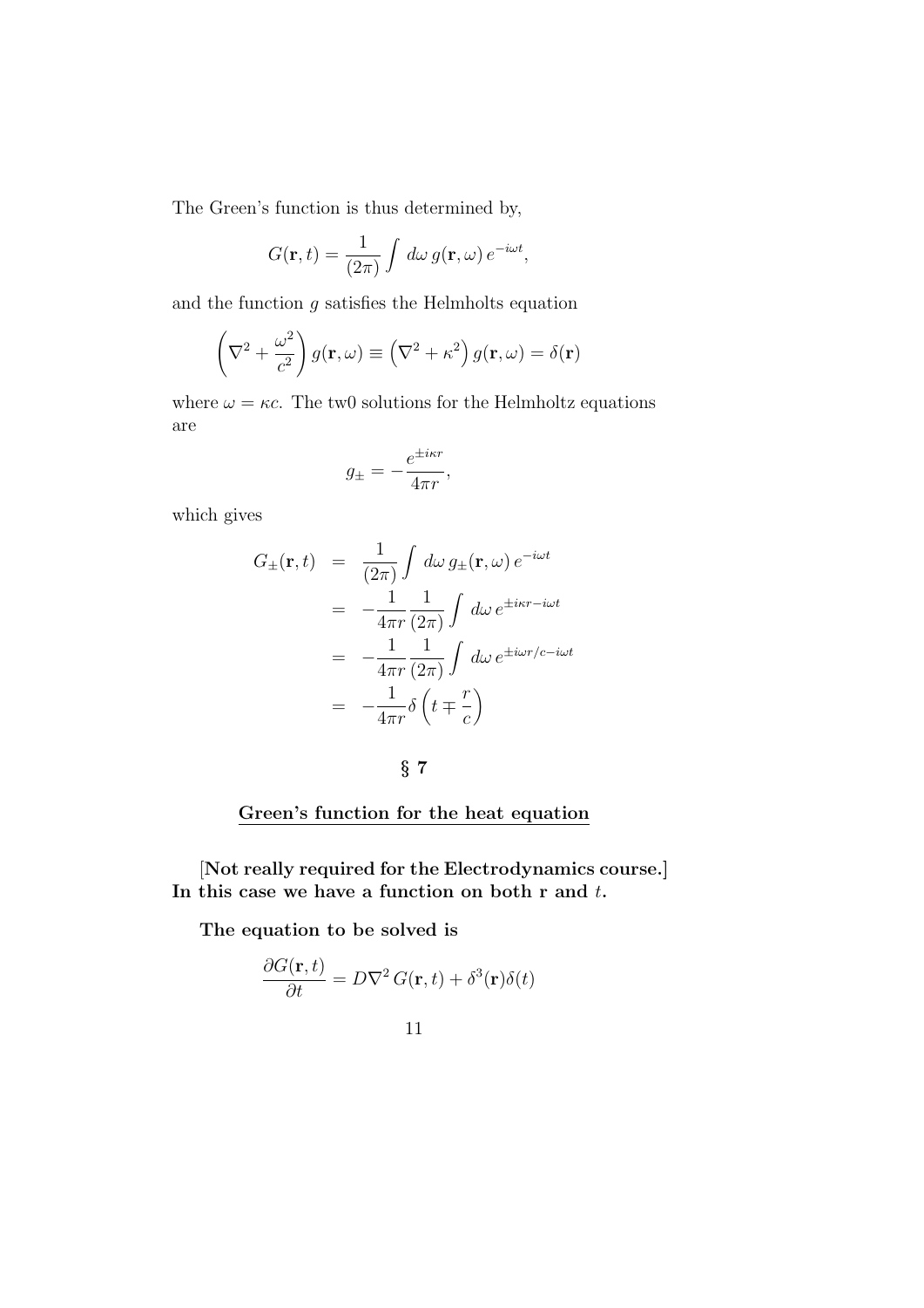The Green's function is thus determined by,

$$G(\mathbf{r}, t) = \frac{1}{(2\pi)} \int d\omega \, g(\mathbf{r}, \omega) \, e^{-i\omega t},$$

and the function $g$ satisfies the Helmholts equation

$$\left( \nabla^2 + \frac{\omega^2}{c^2} \right) g(\mathbf{r}, \omega) \equiv \left( \nabla^2 + \kappa^2 \right) g(\mathbf{r}, \omega) = \delta(\mathbf{r})$$

where $\omega = \kappa c$. The tw0 solutions for the Helmholtz equations are

$$g_{\pm} = -\frac{e^{\pm i\kappa r}}{4\pi r},$$

which gives

$$\begin{aligned}
G_{\pm}(\mathbf{r}, t) &= \frac{1}{(2\pi)} \int d\omega \, g_{\pm}(\mathbf{r}, \omega) \, e^{-i\omega t} \\
&= -\frac{1}{4\pi r} \frac{1}{(2\pi)} \int d\omega \, e^{\pm i\kappa r - i\omega t} \\
&= -\frac{1}{4\pi r} \frac{1}{(2\pi)} \int d\omega \, e^{\pm i\omega r/c - i\omega t} \\
&= -\frac{1}{4\pi r} \delta\left( t \mp \frac{r}{c} \right)
\end{aligned}$$

## § 7

### Green's function for the heat equation

**[Not really required for the Electrodynamics course.] In this case we have a function on both r and $t$.**

**The equation to be solved is**

$$\frac{\partial G(\mathbf{r}, t)}{\partial t} = D \nabla^2 G(\mathbf{r}, t) + \delta^3(\mathbf{r}) \delta(t)$$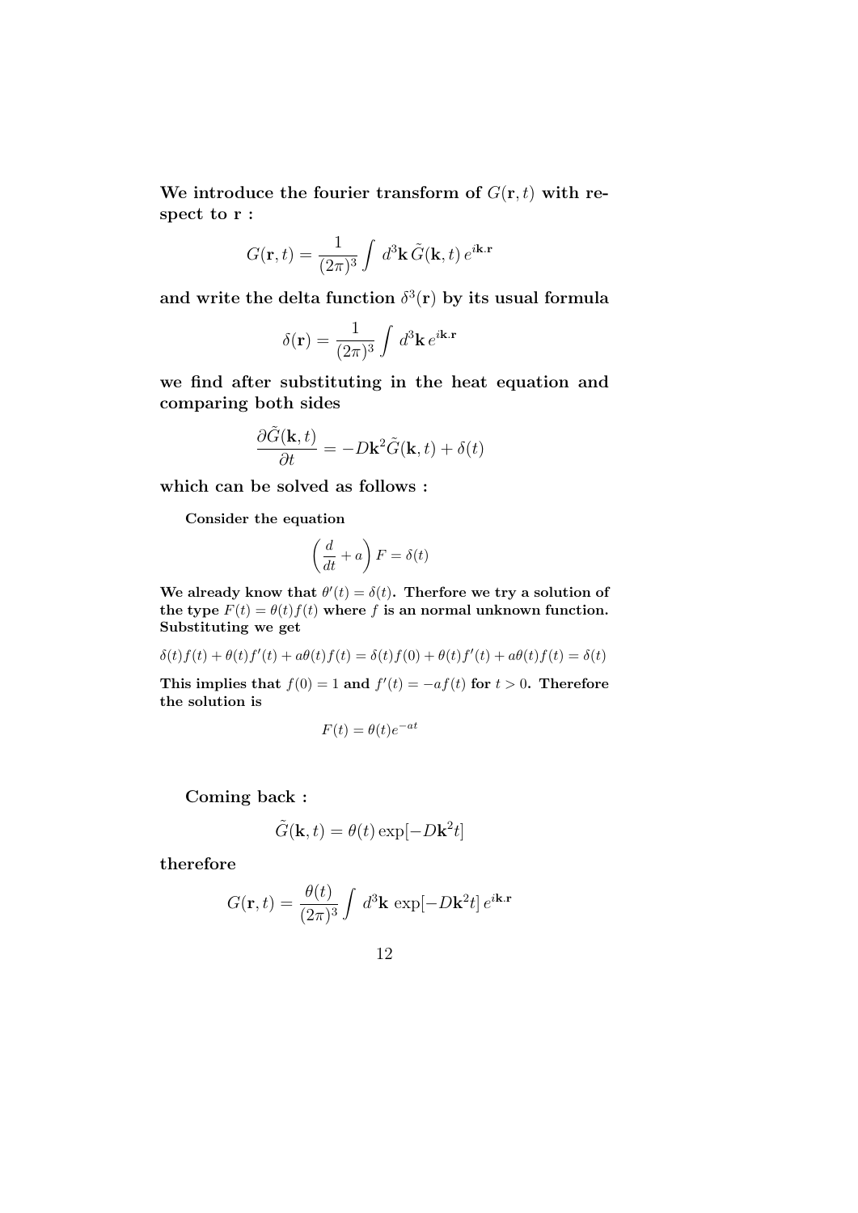**We introduce the fourier transform of $G(\mathbf{r}, t)$ with respect to r :**

$$G(\mathbf{r}, t) = \frac{1}{(2\pi)^3} \int d^3\mathbf{k}\, \tilde{G}(\mathbf{k}, t)\, e^{i\mathbf{k}.\mathbf{r}}$$

**and write the delta function $\delta^3(\mathbf{r})$ by its usual formula**

$$\delta(\mathbf{r}) = \frac{1}{(2\pi)^3} \int d^3\mathbf{k}\, e^{i\mathbf{k}.\mathbf{r}}$$

**we find after substituting in the heat equation and comparing both sides**

$$\frac{\partial \tilde{G}(\mathbf{k}, t)}{\partial t} = -D\mathbf{k}^2 \tilde{G}(\mathbf{k}, t) + \delta(t)$$

**which can be solved as follows :**

**Consider the equation**

$$\left(\frac{d}{dt} + a\right) F = \delta(t)$$

**We already know that $\theta'(t) = \delta(t)$. Therfore we try a solution of the type $F(t) = \theta(t)f(t)$ where $f$ is an normal unknown function. Substituting we get**

$$\delta(t)f(t) + \theta(t)f'(t) + a\theta(t)f(t) = \delta(t)f(0) + \theta(t)f'(t) + a\theta(t)f(t) = \delta(t)$$

**This implies that $f(0) = 1$ and $f'(t) = -af(t)$ for $t > 0$. Therefore the solution is**

$$F(t) = \theta(t)e^{-at}$$

**Coming back :**

$$\tilde{G}(\mathbf{k}, t) = \theta(t) \exp[-D\mathbf{k}^2 t]$$

**therefore**

$$G(\mathbf{r}, t) = \frac{\theta(t)}{(2\pi)^3} \int d^3\mathbf{k}\, \exp[-D\mathbf{k}^2 t]\, e^{i\mathbf{k}.\mathbf{r}}$$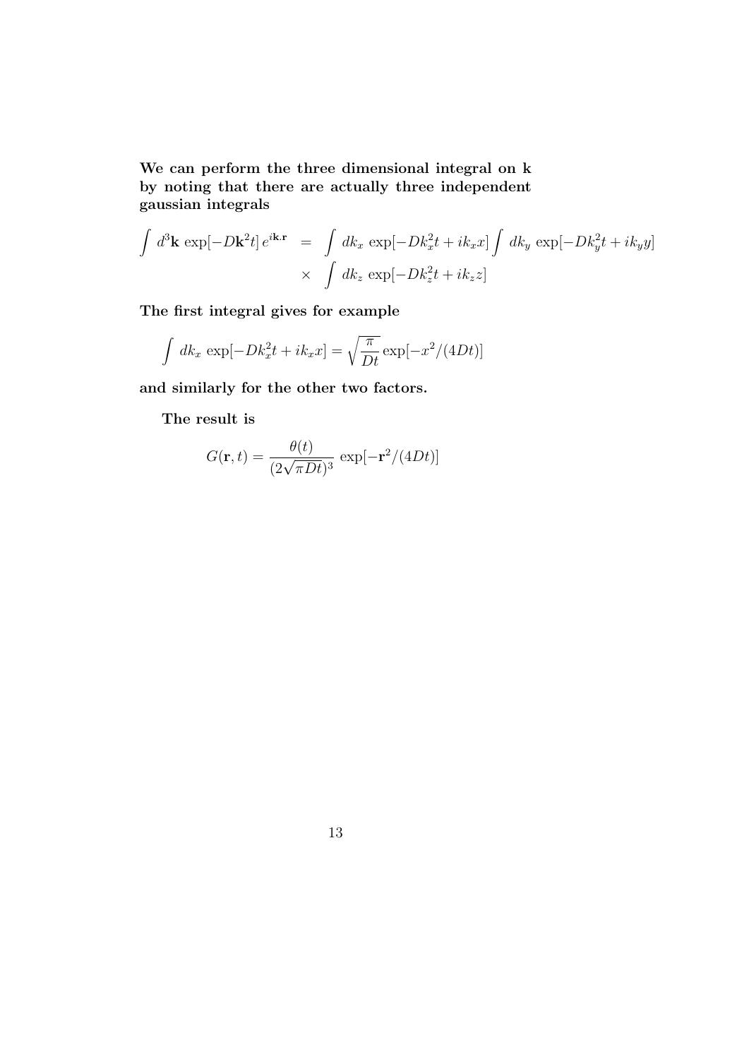**We can perform the three dimensional integral on k by noting that there are actually three independent gaussian integrals**

$$\int d^3\mathbf{k}\, \exp[-D\mathbf{k}^2 t]\, e^{i\mathbf{k}.\mathbf{r}} = \int dk_x\, \exp[-Dk_x^2 t + ik_x x] \int dk_y\, \exp[-Dk_y^2 t + ik_y y] \times \int dk_z\, \exp[-Dk_z^2 t + ik_z z]$$

**The first integral gives for example**

$$\int dk_x\, \exp[-Dk_x^2 t + ik_x x] = \sqrt{\frac{\pi}{Dt}} \exp[-x^2/(4Dt)]$$

**and similarly for the other two factors.**

**The result is**

$$G(\mathbf{r}, t) = \frac{\theta(t)}{(2\sqrt{\pi D t})^3}\, \exp[-\mathbf{r}^2/(4Dt)]$$